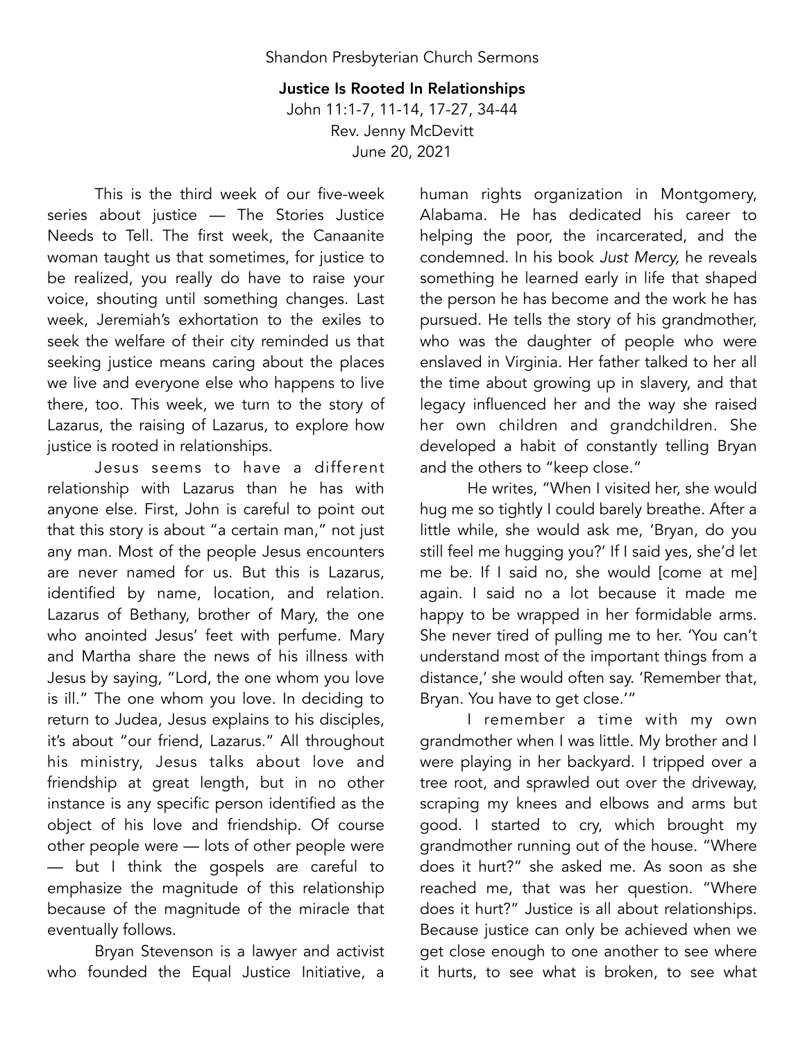Shandon Presbyterian Church Sermons

# Justice Is Rooted In Relationships

John 11:1-7, 11-14, 17-27, 34-44
Rev. Jenny McDevitt
June 20, 2021

This is the third week of our five-week series about justice — The Stories Justice Needs to Tell. The first week, the Canaanite woman taught us that sometimes, for justice to be realized, you really do have to raise your voice, shouting until something changes. Last week, Jeremiah's exhortation to the exiles to seek the welfare of their city reminded us that seeking justice means caring about the places we live and everyone else who happens to live there, too. This week, we turn to the story of Lazarus, the raising of Lazarus, to explore how justice is rooted in relationships.

Jesus seems to have a different relationship with Lazarus than he has with anyone else. First, John is careful to point out that this story is about "a certain man," not just any man. Most of the people Jesus encounters are never named for us. But this is Lazarus, identified by name, location, and relation. Lazarus of Bethany, brother of Mary, the one who anointed Jesus' feet with perfume. Mary and Martha share the news of his illness with Jesus by saying, "Lord, the one whom you love is ill." The one whom you love. In deciding to return to Judea, Jesus explains to his disciples, it's about "our friend, Lazarus." All throughout his ministry, Jesus talks about love and friendship at great length, but in no other instance is any specific person identified as the object of his love and friendship. Of course other people were — lots of other people were — but I think the gospels are careful to emphasize the magnitude of this relationship because of the magnitude of the miracle that eventually follows.

Bryan Stevenson is a lawyer and activist who founded the Equal Justice Initiative, a human rights organization in Montgomery, Alabama. He has dedicated his career to helping the poor, the incarcerated, and the condemned. In his book *Just Mercy,* he reveals something he learned early in life that shaped the person he has become and the work he has pursued. He tells the story of his grandmother, who was the daughter of people who were enslaved in Virginia. Her father talked to her all the time about growing up in slavery, and that legacy influenced her and the way she raised her own children and grandchildren. She developed a habit of constantly telling Bryan and the others to "keep close."

He writes, "When I visited her, she would hug me so tightly I could barely breathe. After a little while, she would ask me, 'Bryan, do you still feel me hugging you?' If I said yes, she'd let me be. If I said no, she would [come at me] again. I said no a lot because it made me happy to be wrapped in her formidable arms. She never tired of pulling me to her. 'You can't understand most of the important things from a distance,' she would often say. 'Remember that, Bryan. You have to get close.'"

I remember a time with my own grandmother when I was little. My brother and I were playing in her backyard. I tripped over a tree root, and sprawled out over the driveway, scraping my knees and elbows and arms but good. I started to cry, which brought my grandmother running out of the house. "Where does it hurt?" she asked me. As soon as she reached me, that was her question. "Where does it hurt?" Justice is all about relationships. Because justice can only be achieved when we get close enough to one another to see where it hurts, to see what is broken, to see what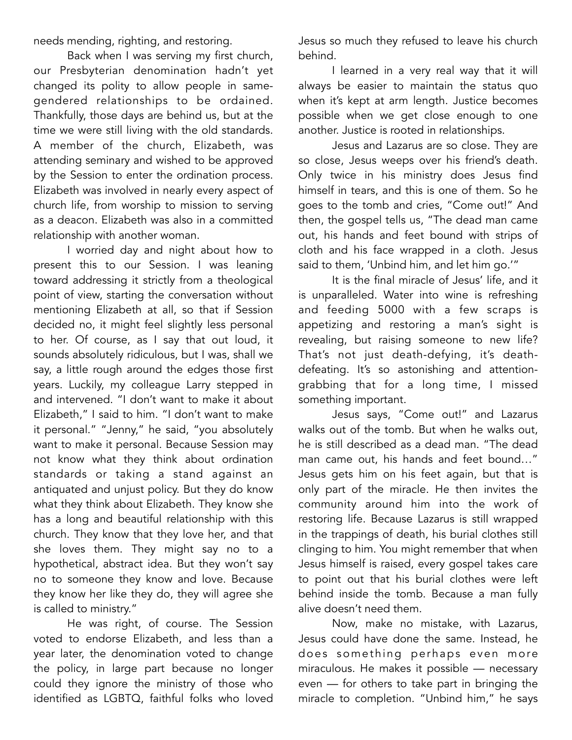needs mending, righting, and restoring.

Back when I was serving my first church, our Presbyterian denomination hadn't yet changed its polity to allow people in same-gendered relationships to be ordained. Thankfully, those days are behind us, but at the time we were still living with the old standards. A member of the church, Elizabeth, was attending seminary and wished to be approved by the Session to enter the ordination process. Elizabeth was involved in nearly every aspect of church life, from worship to mission to serving as a deacon. Elizabeth was also in a committed relationship with another woman.

I worried day and night about how to present this to our Session. I was leaning toward addressing it strictly from a theological point of view, starting the conversation without mentioning Elizabeth at all, so that if Session decided no, it might feel slightly less personal to her. Of course, as I say that out loud, it sounds absolutely ridiculous, but I was, shall we say, a little rough around the edges those first years. Luckily, my colleague Larry stepped in and intervened. "I don't want to make it about Elizabeth," I said to him. "I don't want to make it personal." "Jenny," he said, "you absolutely want to make it personal. Because Session may not know what they think about ordination standards or taking a stand against an antiquated and unjust policy. But they do know what they think about Elizabeth. They know she has a long and beautiful relationship with this church. They know that they love her, and that she loves them. They might say no to a hypothetical, abstract idea. But they won't say no to someone they know and love. Because they know her like they do, they will agree she is called to ministry."

He was right, of course. The Session voted to endorse Elizabeth, and less than a year later, the denomination voted to change the policy, in large part because no longer could they ignore the ministry of those who identified as LGBTQ, faithful folks who loved Jesus so much they refused to leave his church behind.

I learned in a very real way that it will always be easier to maintain the status quo when it's kept at arm length. Justice becomes possible when we get close enough to one another. Justice is rooted in relationships.

Jesus and Lazarus are so close. They are so close, Jesus weeps over his friend's death. Only twice in his ministry does Jesus find himself in tears, and this is one of them. So he goes to the tomb and cries, "Come out!" And then, the gospel tells us, "The dead man came out, his hands and feet bound with strips of cloth and his face wrapped in a cloth. Jesus said to them, 'Unbind him, and let him go.'"

It is the final miracle of Jesus' life, and it is unparalleled. Water into wine is refreshing and feeding 5000 with a few scraps is appetizing and restoring a man's sight is revealing, but raising someone to new life? That's not just death-defying, it's death-defeating. It's so astonishing and attention-grabbing that for a long time, I missed something important.

Jesus says, "Come out!" and Lazarus walks out of the tomb. But when he walks out, he is still described as a dead man. "The dead man came out, his hands and feet bound…" Jesus gets him on his feet again, but that is only part of the miracle. He then invites the community around him into the work of restoring life. Because Lazarus is still wrapped in the trappings of death, his burial clothes still clinging to him. You might remember that when Jesus himself is raised, every gospel takes care to point out that his burial clothes were left behind inside the tomb. Because a man fully alive doesn't need them.

Now, make no mistake, with Lazarus, Jesus could have done the same. Instead, he does something perhaps even more miraculous. He makes it possible — necessary even — for others to take part in bringing the miracle to completion. "Unbind him," he says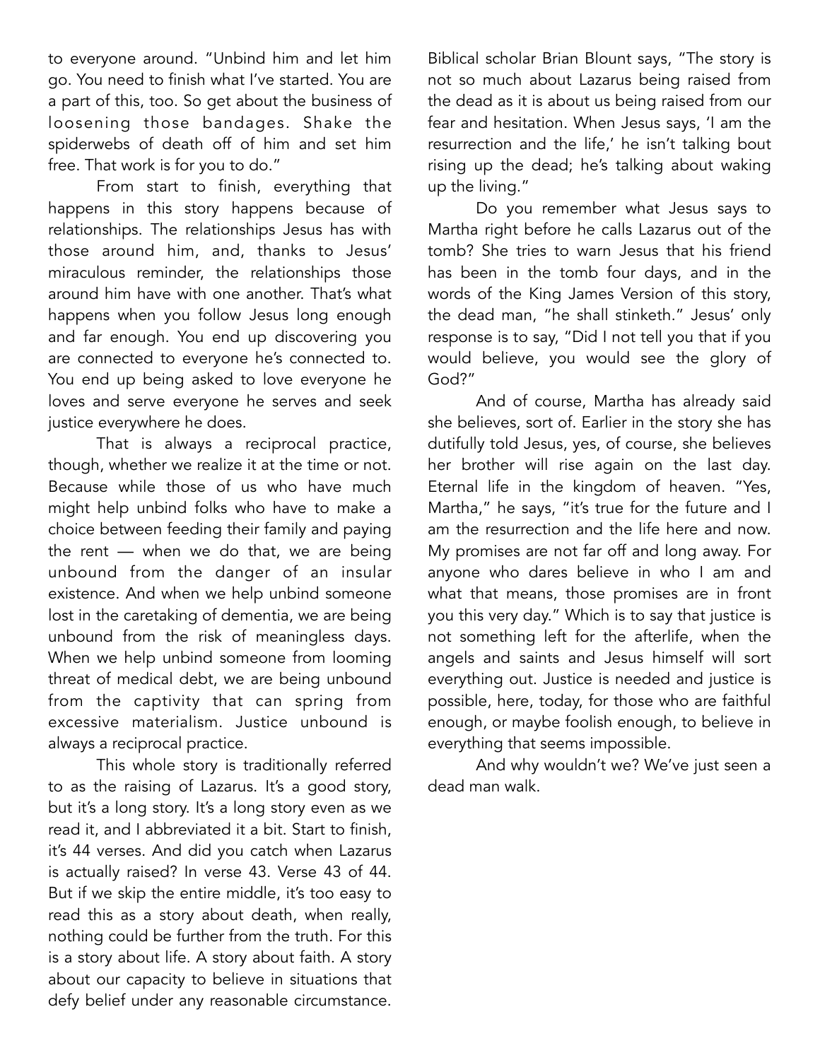to everyone around. "Unbind him and let him go. You need to finish what I've started. You are a part of this, too. So get about the business of loosening those bandages. Shake the spiderwebs of death off of him and set him free. That work is for you to do."

From start to finish, everything that happens in this story happens because of relationships. The relationships Jesus has with those around him, and, thanks to Jesus' miraculous reminder, the relationships those around him have with one another. That's what happens when you follow Jesus long enough and far enough. You end up discovering you are connected to everyone he's connected to. You end up being asked to love everyone he loves and serve everyone he serves and seek justice everywhere he does.

That is always a reciprocal practice, though, whether we realize it at the time or not. Because while those of us who have much might help unbind folks who have to make a choice between feeding their family and paying the rent — when we do that, we are being unbound from the danger of an insular existence. And when we help unbind someone lost in the caretaking of dementia, we are being unbound from the risk of meaningless days. When we help unbind someone from looming threat of medical debt, we are being unbound from the captivity that can spring from excessive materialism. Justice unbound is always a reciprocal practice.

This whole story is traditionally referred to as the raising of Lazarus. It's a good story, but it's a long story. It's a long story even as we read it, and I abbreviated it a bit. Start to finish, it's 44 verses. And did you catch when Lazarus is actually raised? In verse 43. Verse 43 of 44. But if we skip the entire middle, it's too easy to read this as a story about death, when really, nothing could be further from the truth. For this is a story about life. A story about faith. A story about our capacity to believe in situations that defy belief under any reasonable circumstance. Biblical scholar Brian Blount says, "The story is not so much about Lazarus being raised from the dead as it is about us being raised from our fear and hesitation. When Jesus says, 'I am the resurrection and the life,' he isn't talking bout rising up the dead; he's talking about waking up the living."

Do you remember what Jesus says to Martha right before he calls Lazarus out of the tomb? She tries to warn Jesus that his friend has been in the tomb four days, and in the words of the King James Version of this story, the dead man, "he shall stinketh." Jesus' only response is to say, "Did I not tell you that if you would believe, you would see the glory of God?"

And of course, Martha has already said she believes, sort of. Earlier in the story she has dutifully told Jesus, yes, of course, she believes her brother will rise again on the last day. Eternal life in the kingdom of heaven. "Yes, Martha," he says, "it's true for the future and I am the resurrection and the life here and now. My promises are not far off and long away. For anyone who dares believe in who I am and what that means, those promises are in front you this very day." Which is to say that justice is not something left for the afterlife, when the angels and saints and Jesus himself will sort everything out. Justice is needed and justice is possible, here, today, for those who are faithful enough, or maybe foolish enough, to believe in everything that seems impossible.

And why wouldn't we? We've just seen a dead man walk.